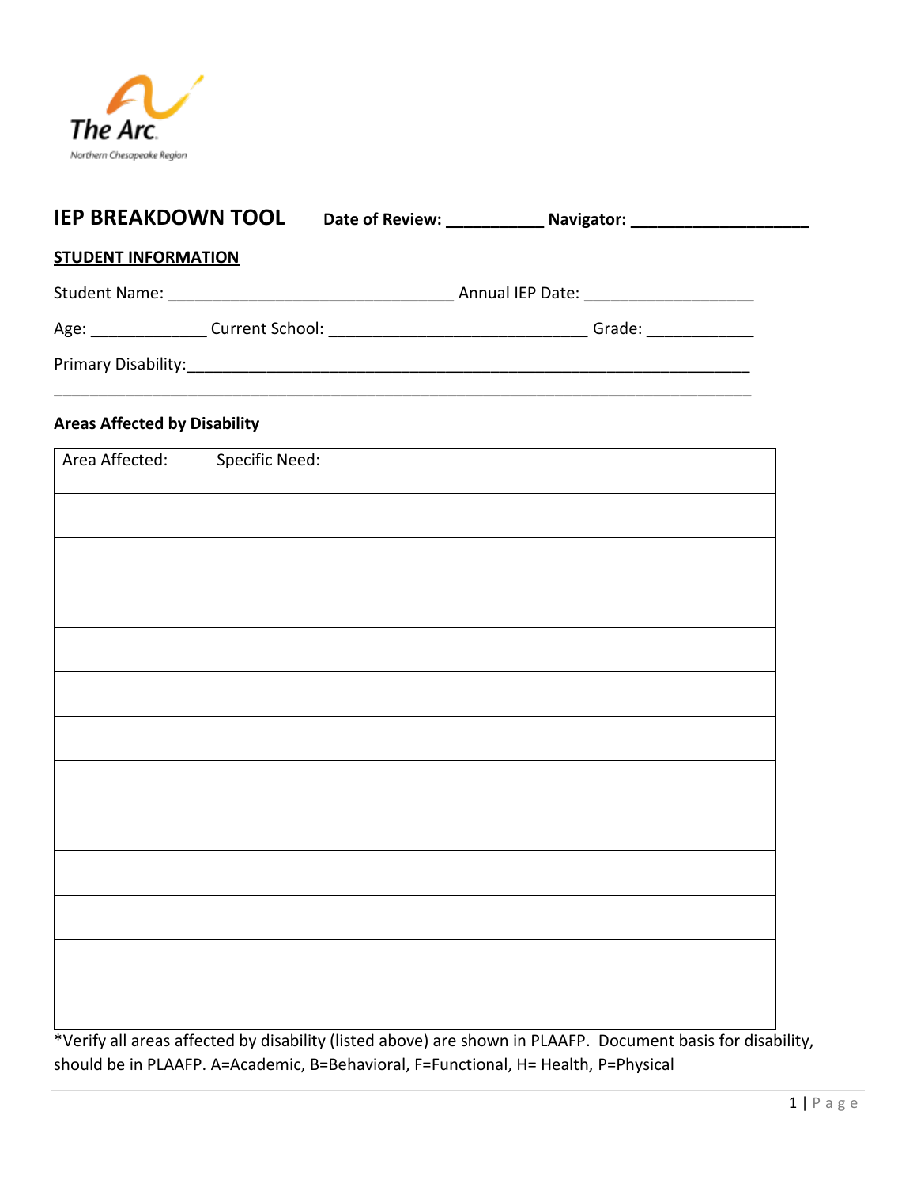The Arc
Northern Chesapeake Region

# IEP BREAKDOWN TOOL

**Date of Review: ___________ Navigator: ____________________**

## STUDENT INFORMATION

Student Name: ________________________________ Annual IEP Date: ___________________

Age: _____________ Current School: _____________________________ Grade: ____________

Primary Disability:_________________________________________________________________

_______________________________________________________________________________

### Areas Affected by Disability

| Area Affected: | Specific Need: |
|---|---|
| | |
| | |
| | |
| | |
| | |
| | |
| | |
| | |
| | |
| | |
| | |
| | |

*Verify all areas affected by disability (listed above) are shown in PLAAFP. Document basis for disability, should be in PLAAFP. A=Academic, B=Behavioral, F=Functional, H= Health, P=Physical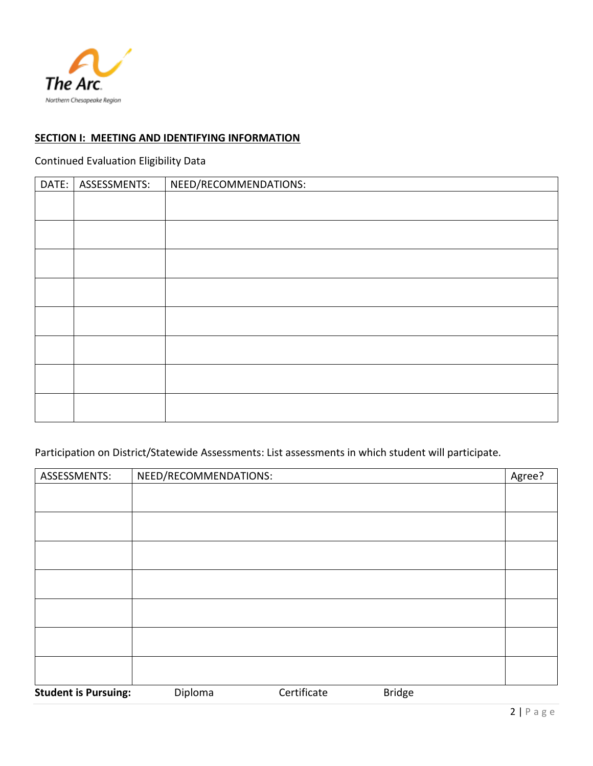The Arc

Northern Chesapeake Region

**SECTION I: MEETING AND IDENTIFYING INFORMATION**

Continued Evaluation Eligibility Data

| DATE: | ASSESSMENTS: | NEED/RECOMMENDATIONS: |
|---|---|---|
| | | |
| | | |
| | | |
| | | |
| | | |
| | | |
| | | |
| | | |

Participation on District/Statewide Assessments: List assessments in which student will participate.

| ASSESSMENTS: | NEED/RECOMMENDATIONS: | Agree? |
|---|---|---|
| | | |
| | | |
| | | |
| | | |
| | | |
| | | |
| | | |

**Student is Pursuing:** Diploma Certificate Bridge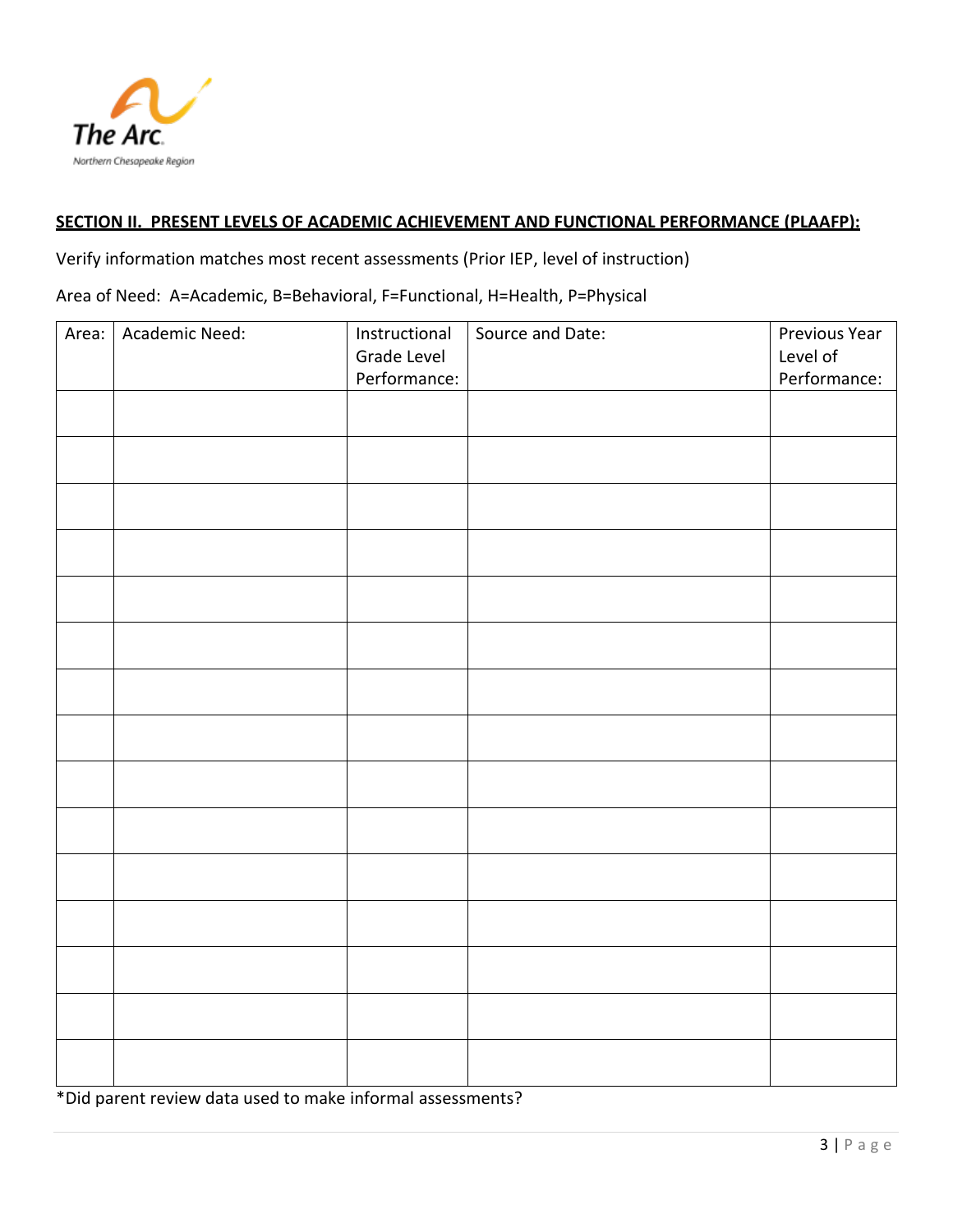**SECTION II. PRESENT LEVELS OF ACADEMIC ACHIEVEMENT AND FUNCTIONAL PERFORMANCE (PLAAFP):**

Verify information matches most recent assessments (Prior IEP, level of instruction)

Area of Need: A=Academic, B=Behavioral, F=Functional, H=Health, P=Physical

| Area: | Academic Need: | Instructional Grade Level Performance: | Source and Date: | Previous Year Level of Performance: |
|---|---|---|---|---|
| | | | | |
| | | | | |
| | | | | |
| | | | | |
| | | | | |
| | | | | |
| | | | | |
| | | | | |
| | | | | |
| | | | | |
| | | | | |
| | | | | |
| | | | | |
| | | | | |
| | | | | |

*Did parent review data used to make informal assessments?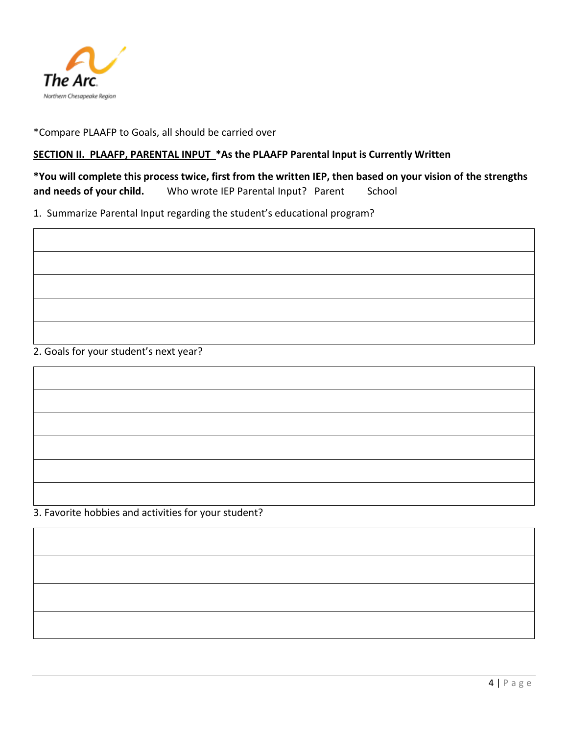*Compare PLAAFP to Goals, all should be carried over

**SECTION II. PLAAFP, PARENTAL INPUT *As the PLAAFP Parental Input is Currently Written**

***You will complete this process twice, first from the written IEP, then based on your vision of the strengths and needs of your child.** Who wrote IEP Parental Input? Parent School

1. Summarize Parental Input regarding the student's educational program?

| |
|---|
| |
| |
| |
| |
| |

2. Goals for your student's next year?

| |
|---|
| |
| |
| |
| |
| |
| |

3. Favorite hobbies and activities for your student?

| |
|---|
| |
| |
| |
| |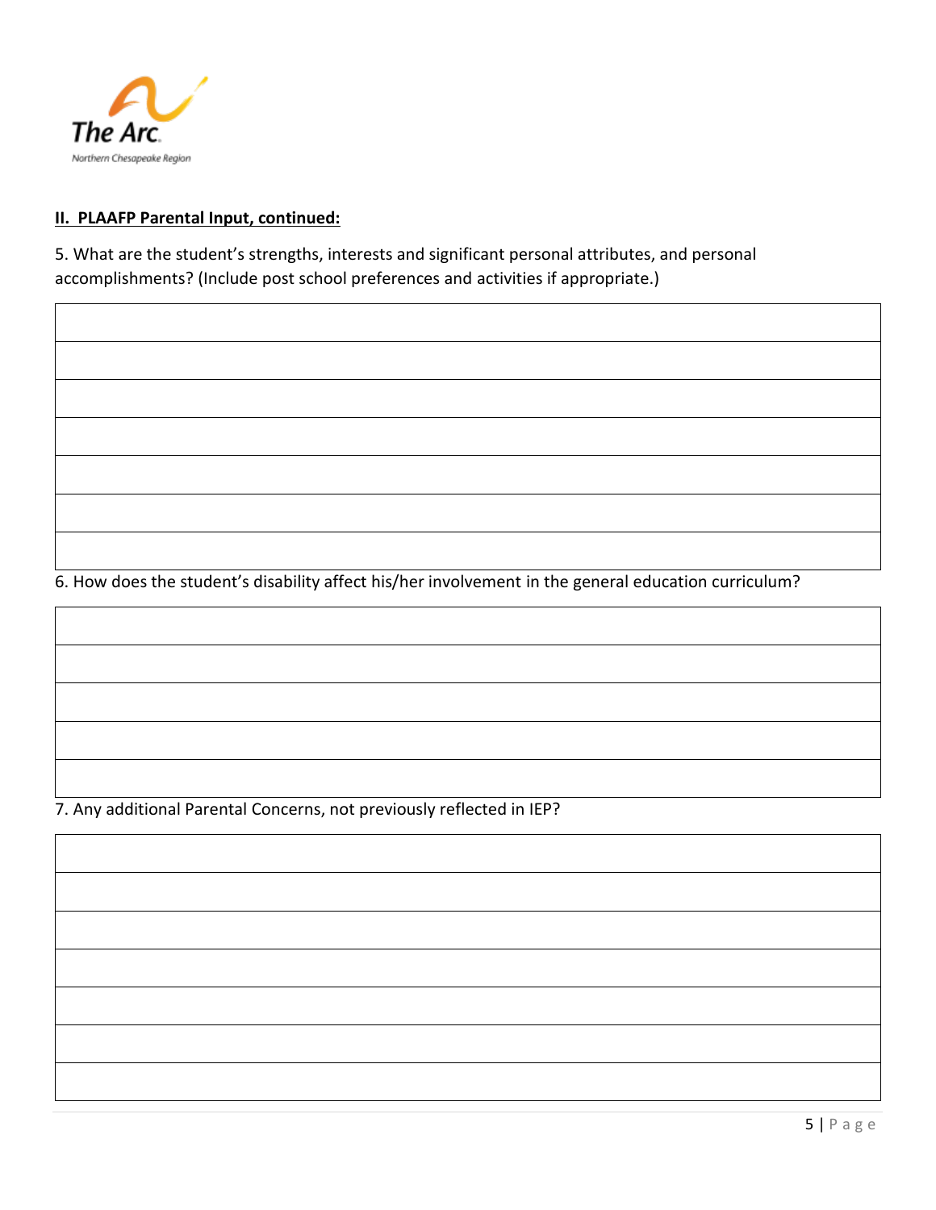**II. PLAAFP Parental Input, continued:**

5. What are the student's strengths, interests and significant personal attributes, and personal accomplishments? (Include post school preferences and activities if appropriate.)

| |
|---|
| |
| |
| |
| |
| |
| |
| |

6. How does the student's disability affect his/her involvement in the general education curriculum?

| |
|---|
| |
| |
| |
| |
| |

7. Any additional Parental Concerns, not previously reflected in IEP?

| |
|---|
| |
| |
| |
| |
| |
| |
| |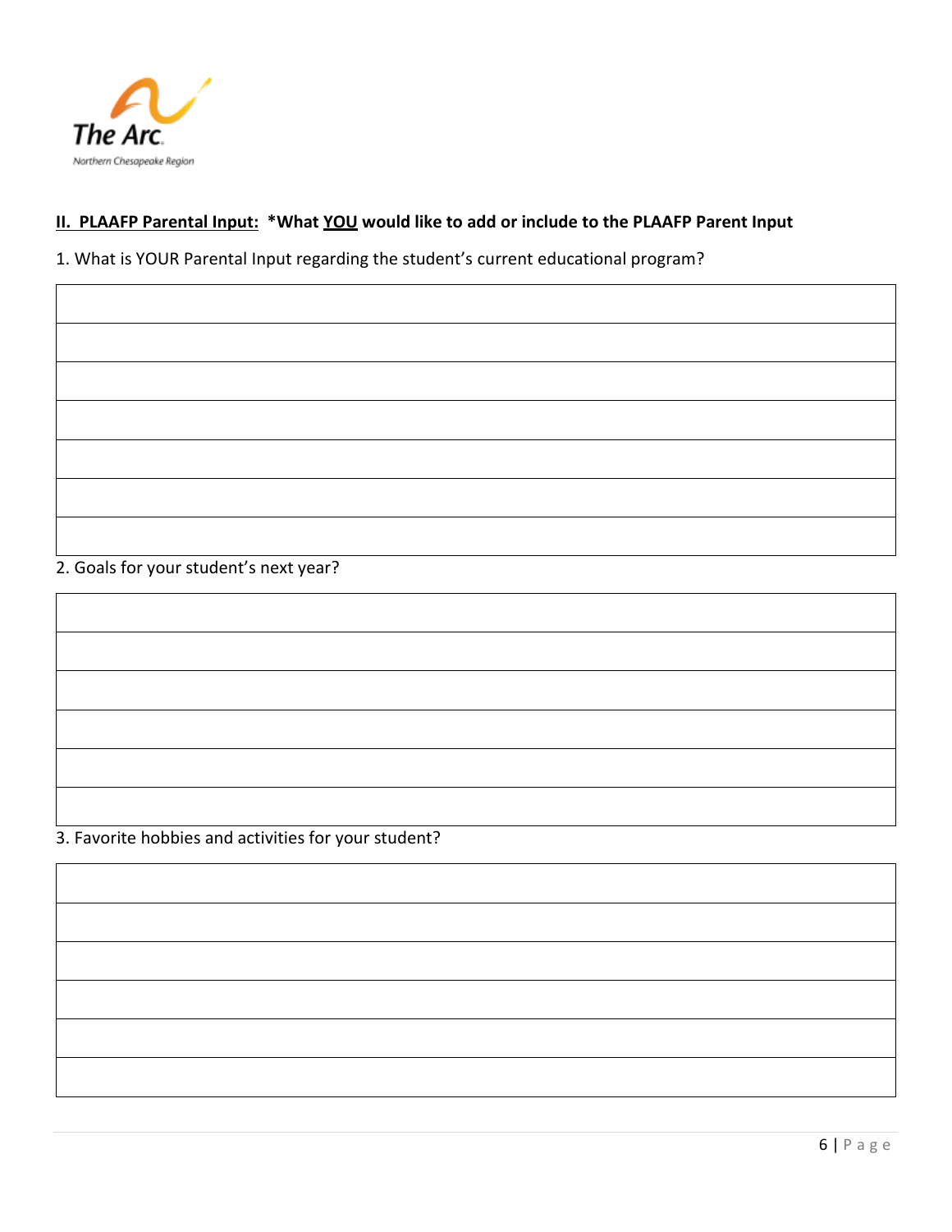**The Arc**
Northern Chesapeake Region

## <u>II. PLAAFP Parental Input:</u> *What <u>YOU</u> would like to add or include to the PLAAFP Parent Input

1. What is YOUR Parental Input regarding the student's current educational program?

| |
|---|
| |
| |
| |
| |
| |
| |
| |

2. Goals for your student's next year?

| |
|---|
| |
| |
| |
| |
| |
| |

3. Favorite hobbies and activities for your student?

| |
|---|
| |
| |
| |
| |
| |
| |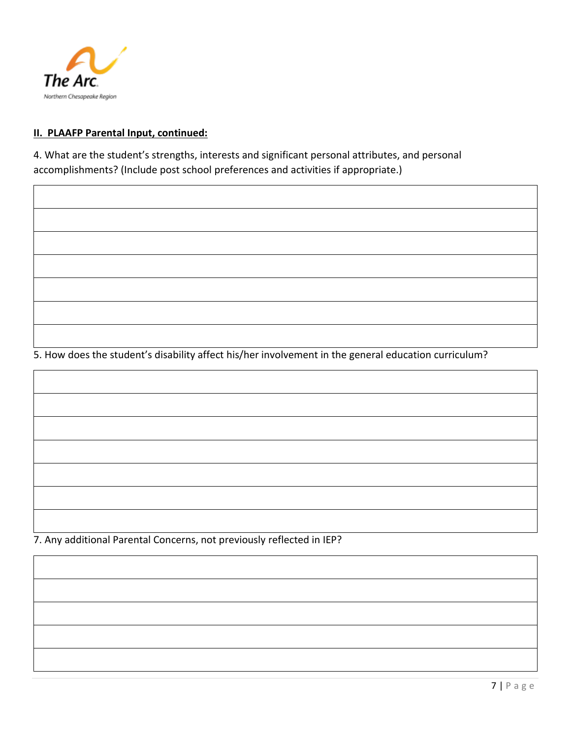**II. PLAAFP Parental Input, continued:**

4. What are the student's strengths, interests and significant personal attributes, and personal accomplishments? (Include post school preferences and activities if appropriate.)

| |
|---|
| |
| |
| |
| |
| |
| |

5. How does the student's disability affect his/her involvement in the general education curriculum?

| |
|---|
| |
| |
| |
| |
| |
| |

7. Any additional Parental Concerns, not previously reflected in IEP?

| |
|---|
| |
| |
| |
| |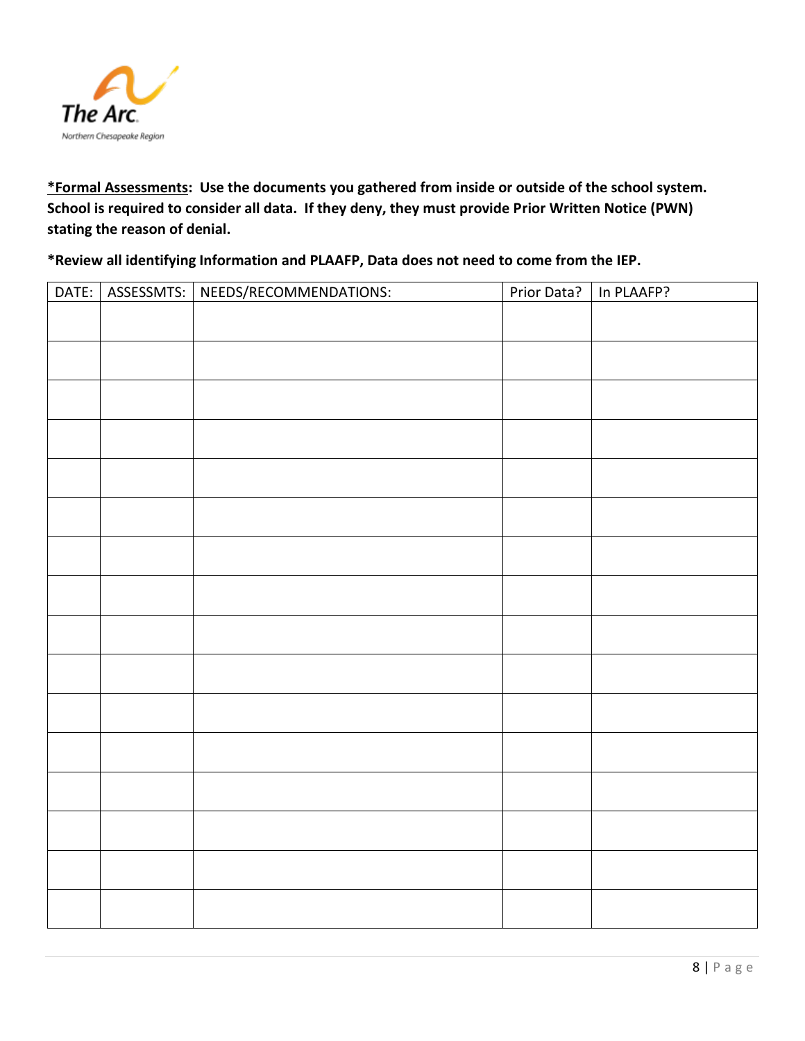***Formal Assessments**: Use the documents you gathered from inside or outside of the school system. School is required to consider all data. If they deny, they must provide Prior Written Notice (PWN) stating the reason of denial.**

***Review all identifying Information and PLAAFP, Data does not need to come from the IEP.**

| DATE: | ASSESSMTS: | NEEDS/RECOMMENDATIONS: | Prior Data? | In PLAAFP? |
|---|---|---|---|---|
| | | | | |
| | | | | |
| | | | | |
| | | | | |
| | | | | |
| | | | | |
| | | | | |
| | | | | |
| | | | | |
| | | | | |
| | | | | |
| | | | | |
| | | | | |
| | | | | |
| | | | | |
| | | | | |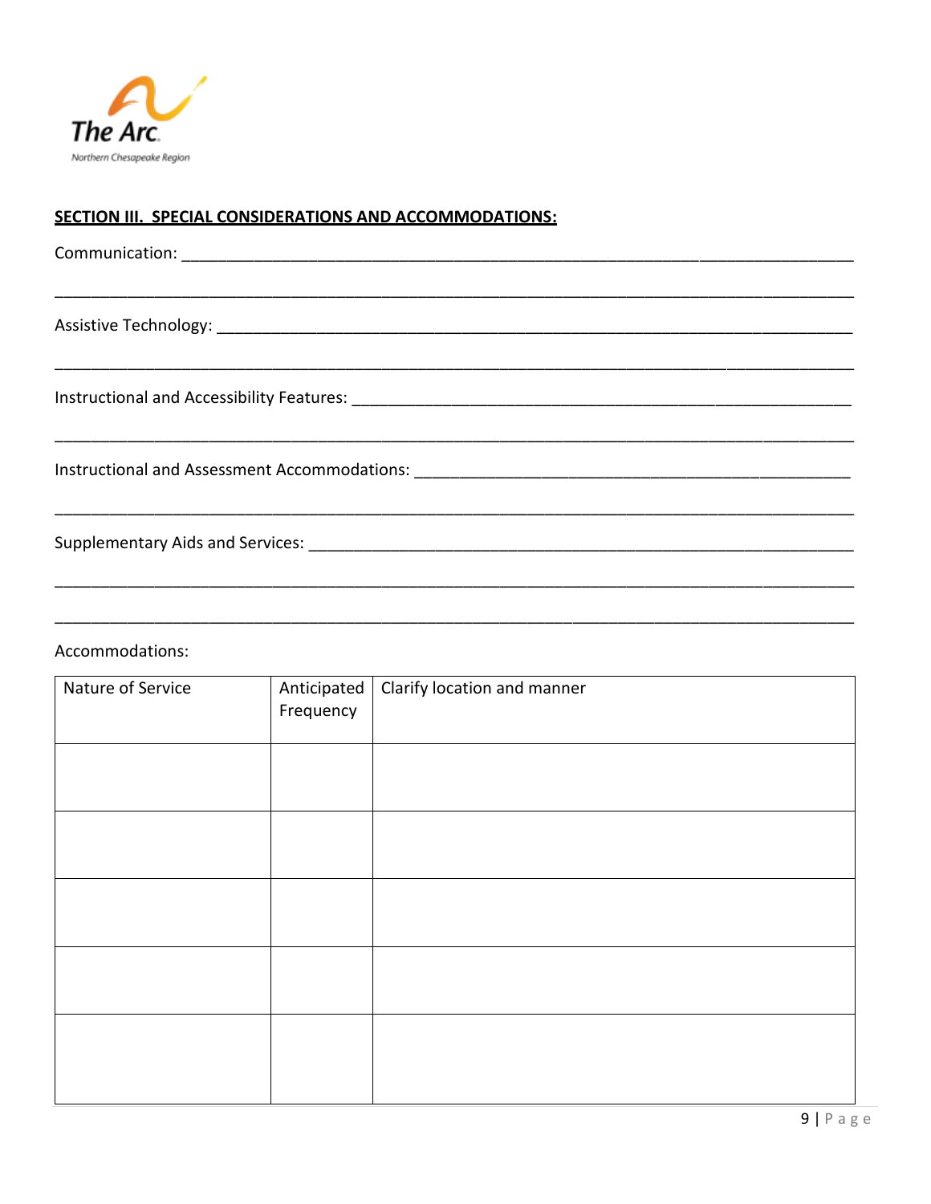## SECTION III. SPECIAL CONSIDERATIONS AND ACCOMMODATIONS:

Communication: ______________________________________________________________________________

______________________________________________________________________________________

Assistive Technology: __________________________________________________________________________

______________________________________________________________________________________

Instructional and Accessibility Features: _______________________________________________________

______________________________________________________________________________________

Instructional and Assessment Accommodations: _________________________________________________

______________________________________________________________________________________

Supplementary Aids and Services: ____________________________________________________________

______________________________________________________________________________________

______________________________________________________________________________________

Accommodations:

| Nature of Service | Anticipated Frequency | Clarify location and manner |
|---|---|---|
| | | |
| | | |
| | | |
| | | |
| | | |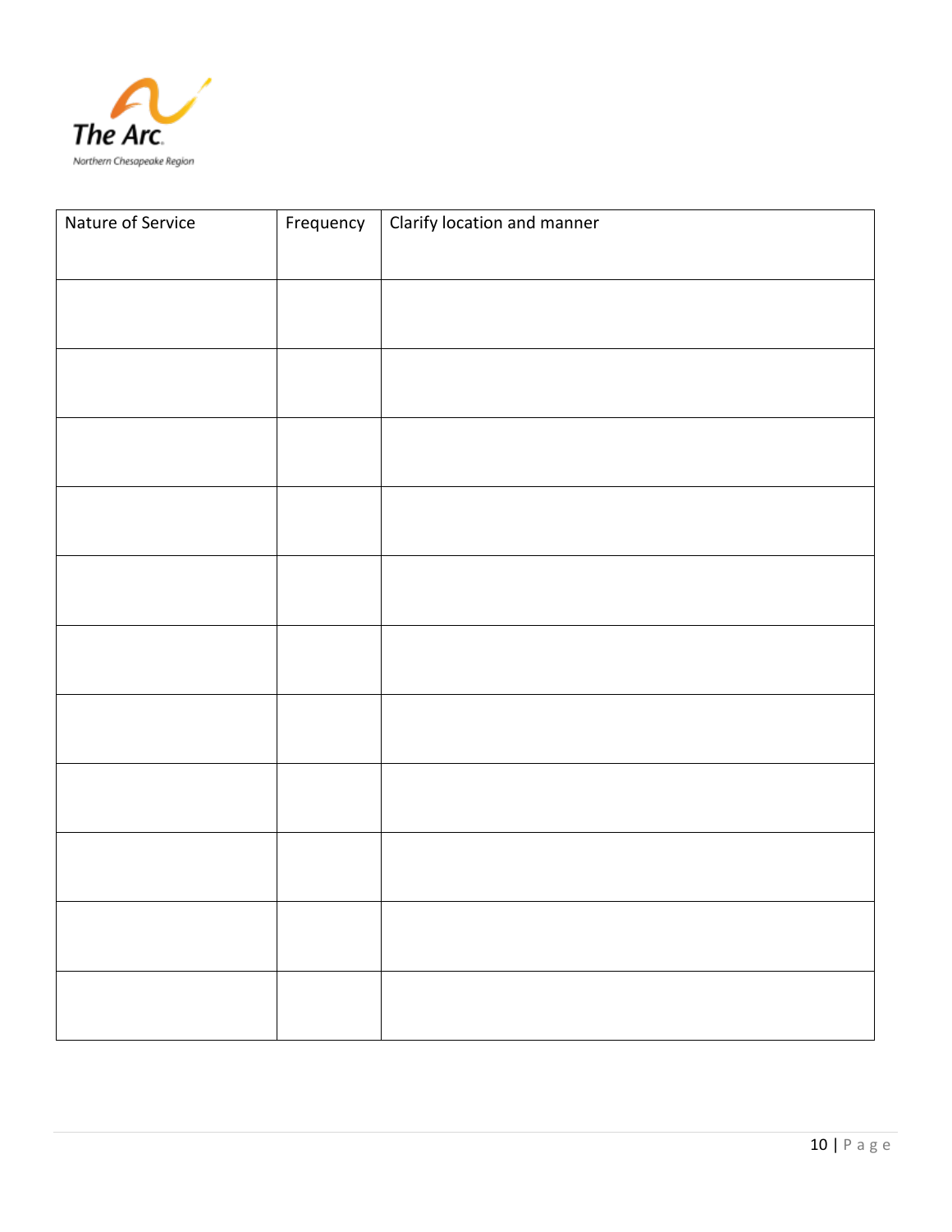| Nature of Service | Frequency | Clarify location and manner |
|---|---|---|
| | | |
| | | |
| | | |
| | | |
| | | |
| | | |
| | | |
| | | |
| | | |
| | | |
| | | |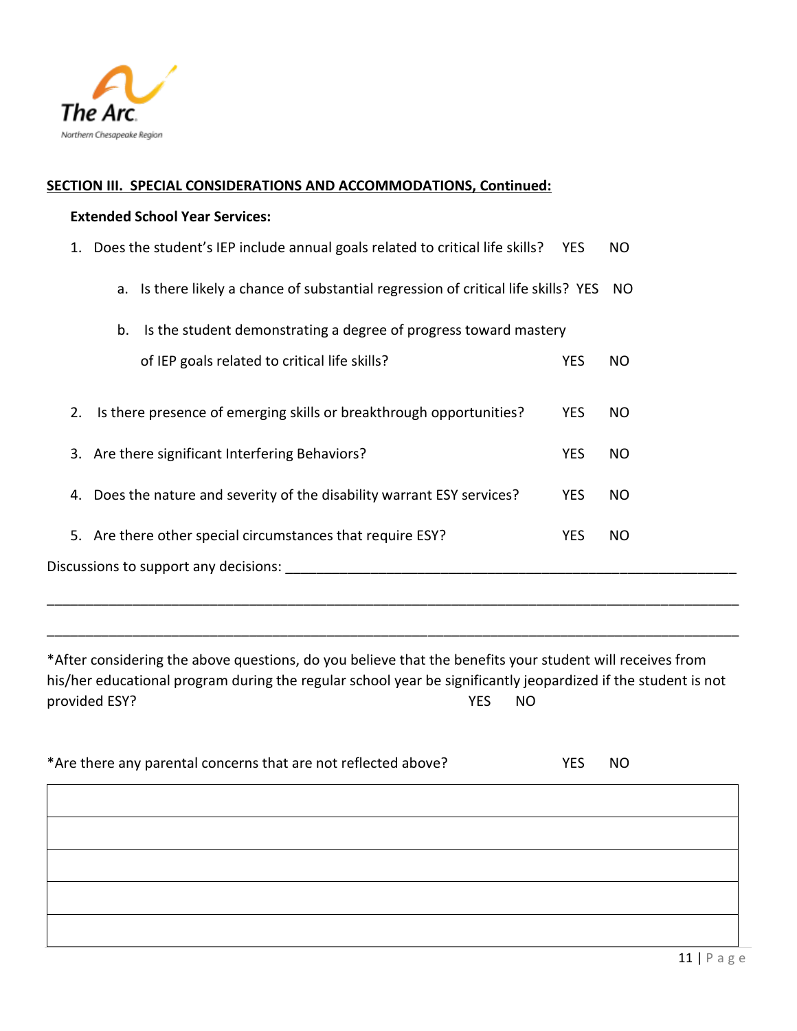## SECTION III. SPECIAL CONSIDERATIONS AND ACCOMMODATIONS, Continued:

**Extended School Year Services:**

1. Does the student's IEP include annual goals related to critical life skills? YES NO

   a. Is there likely a chance of substantial regression of critical life skills? YES NO

   b. Is the student demonstrating a degree of progress toward mastery of IEP goals related to critical life skills? YES NO

2. Is there presence of emerging skills or breakthrough opportunities? YES NO

3. Are there significant Interfering Behaviors? YES NO

4. Does the nature and severity of the disability warrant ESY services? YES NO

5. Are there other special circumstances that require ESY? YES NO

Discussions to support any decisions: ______________________________________________________________

_____________________________________________________________________________________

_____________________________________________________________________________________

*After considering the above questions, do you believe that the benefits your student will receives from his/her educational program during the regular school year be significantly jeopardized if the student is not provided ESY? YES NO

*Are there any parental concerns that are not reflected above? YES NO

| |
|---|
| |
| |
| |
| |
| |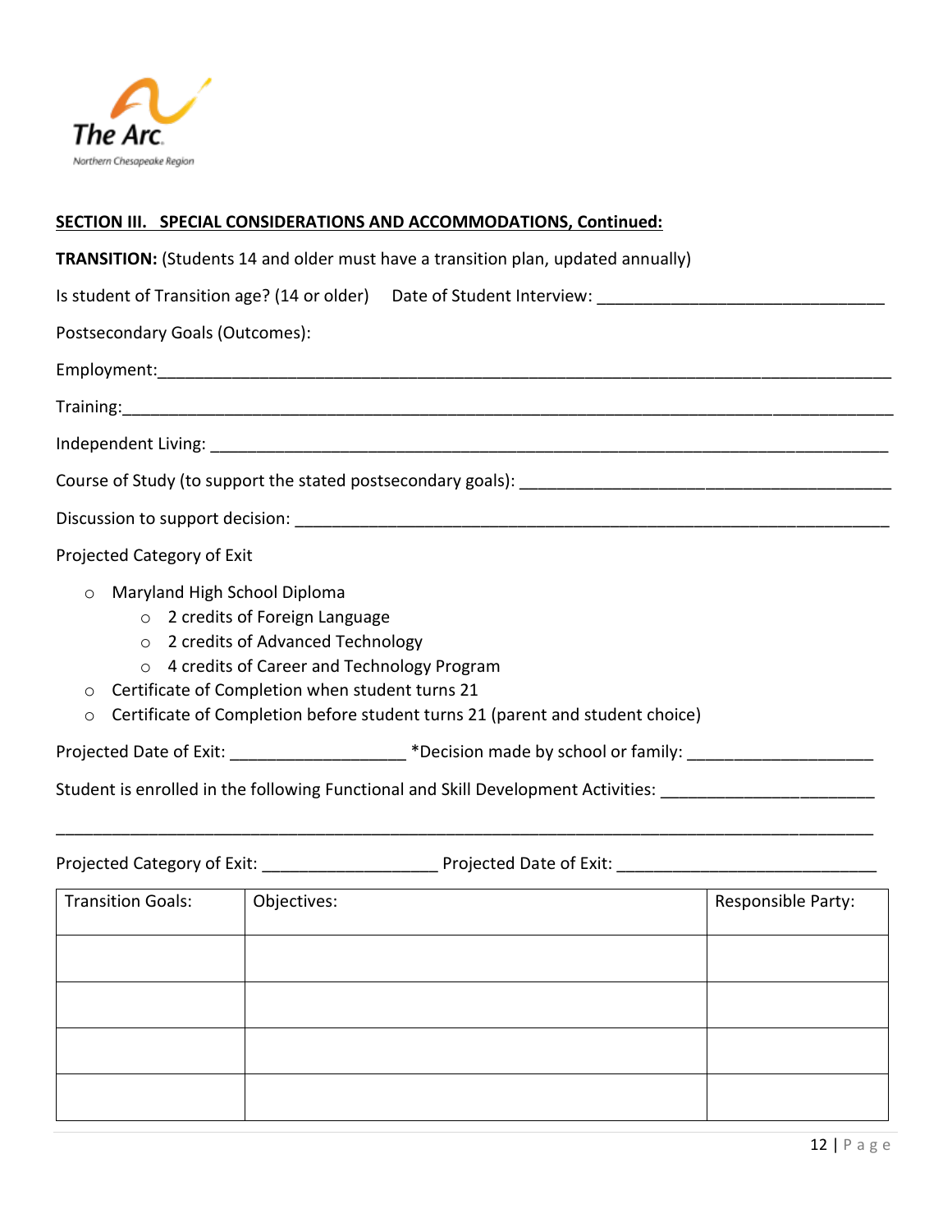The Arc
Northern Chesapeake Region

**SECTION III. SPECIAL CONSIDERATIONS AND ACCOMMODATIONS, Continued:**

**TRANSITION:** (Students 14 and older must have a transition plan, updated annually)

Is student of Transition age? (14 or older) Date of Student Interview: ______________________________

Postsecondary Goals (Outcomes):

Employment:_____________________________________________________________________________

Training:________________________________________________________________________________

Independent Living: _______________________________________________________________________

Course of Study (to support the stated postsecondary goals): _______________________________________

Discussion to support decision: _______________________________________________________________

Projected Category of Exit

- Maryland High School Diploma
  - 2 credits of Foreign Language
  - 2 credits of Advanced Technology
  - 4 credits of Career and Technology Program
- Certificate of Completion when student turns 21
- Certificate of Completion before student turns 21 (parent and student choice)

Projected Date of Exit: __________________ *Decision made by school or family: ___________________

Student is enrolled in the following Functional and Skill Development Activities: _____________________

_______________________________________________________________________________________

Projected Category of Exit: __________________ Projected Date of Exit: ___________________________

| Transition Goals: | Objectives: | Responsible Party: |
|---|---|---|
| | | |
| | | |
| | | |
| | | |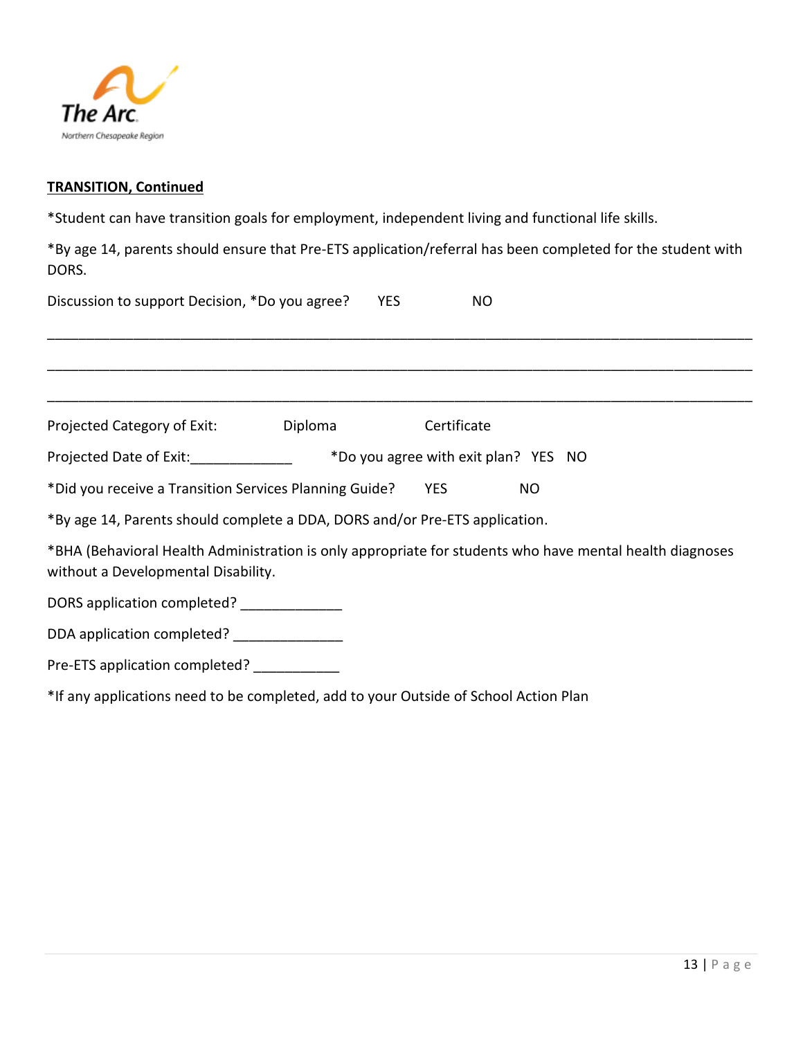**TRANSITION, Continued**

*Student can have transition goals for employment, independent living and functional life skills.

*By age 14, parents should ensure that Pre-ETS application/referral has been completed for the student with DORS.

Discussion to support Decision, *Do you agree? YES NO

_______________________________________________________________________________________

_______________________________________________________________________________________

_______________________________________________________________________________________

Projected Category of Exit: Diploma Certificate

Projected Date of Exit:_____________ *Do you agree with exit plan? YES NO

*Did you receive a Transition Services Planning Guide? YES NO

*By age 14, Parents should complete a DDA, DORS and/or Pre-ETS application.

*BHA (Behavioral Health Administration is only appropriate for students who have mental health diagnoses without a Developmental Disability.

DORS application completed? _____________

DDA application completed? ______________

Pre-ETS application completed? ___________

*If any applications need to be completed, add to your Outside of School Action Plan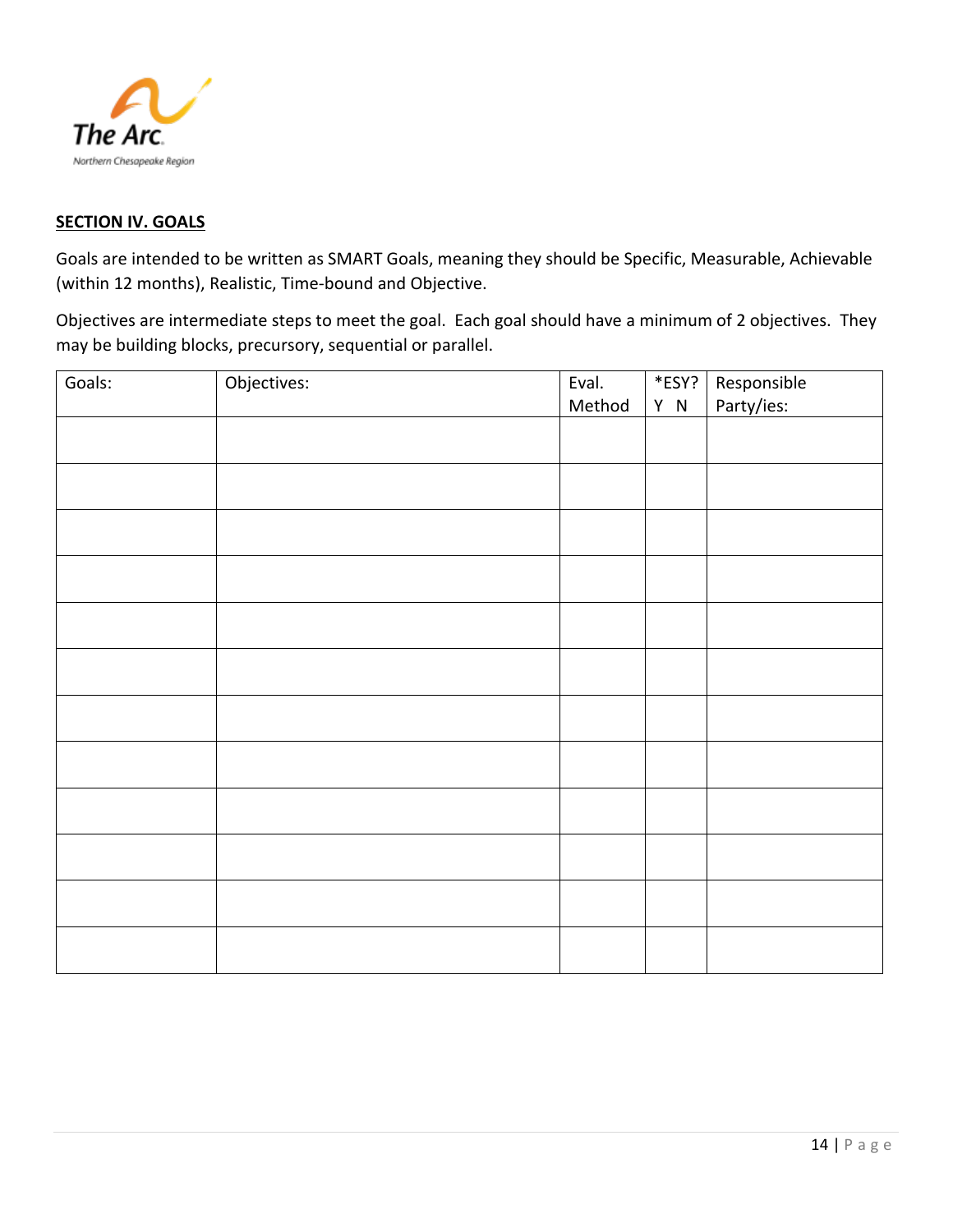**SECTION IV. GOALS**

Goals are intended to be written as SMART Goals, meaning they should be Specific, Measurable, Achievable (within 12 months), Realistic, Time-bound and Objective.

Objectives are intermediate steps to meet the goal. Each goal should have a minimum of 2 objectives. They may be building blocks, precursory, sequential or parallel.

| Goals: | Objectives: | Eval. Method | *ESY? Y N | Responsible Party/ies: |
|---|---|---|---|---|
| | | | | |
| | | | | |
| | | | | |
| | | | | |
| | | | | |
| | | | | |
| | | | | |
| | | | | |
| | | | | |
| | | | | |
| | | | | |
| | | | | |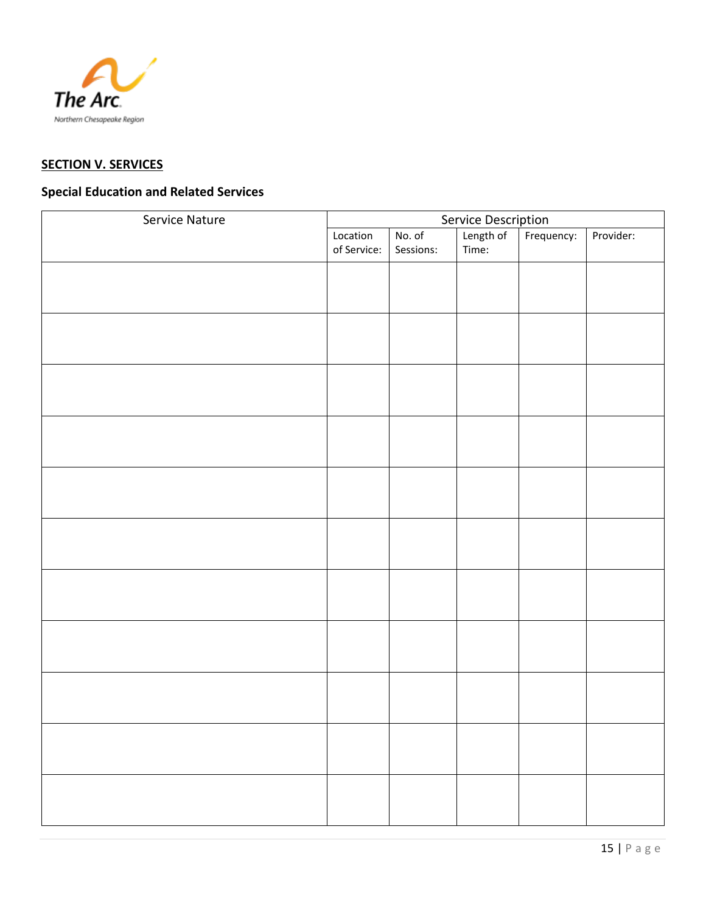## SECTION V. SERVICES

### Special Education and Related Services

| Service Nature | Service Description | | | | |
|---|---|---|---|---|---|
| | Location of Service: | No. of Sessions: | Length of Time: | Frequency: | Provider: |
| | | | | | |
| | | | | | |
| | | | | | |
| | | | | | |
| | | | | | |
| | | | | | |
| | | | | | |
| | | | | | |
| | | | | | |
| | | | | | |
| | | | | | |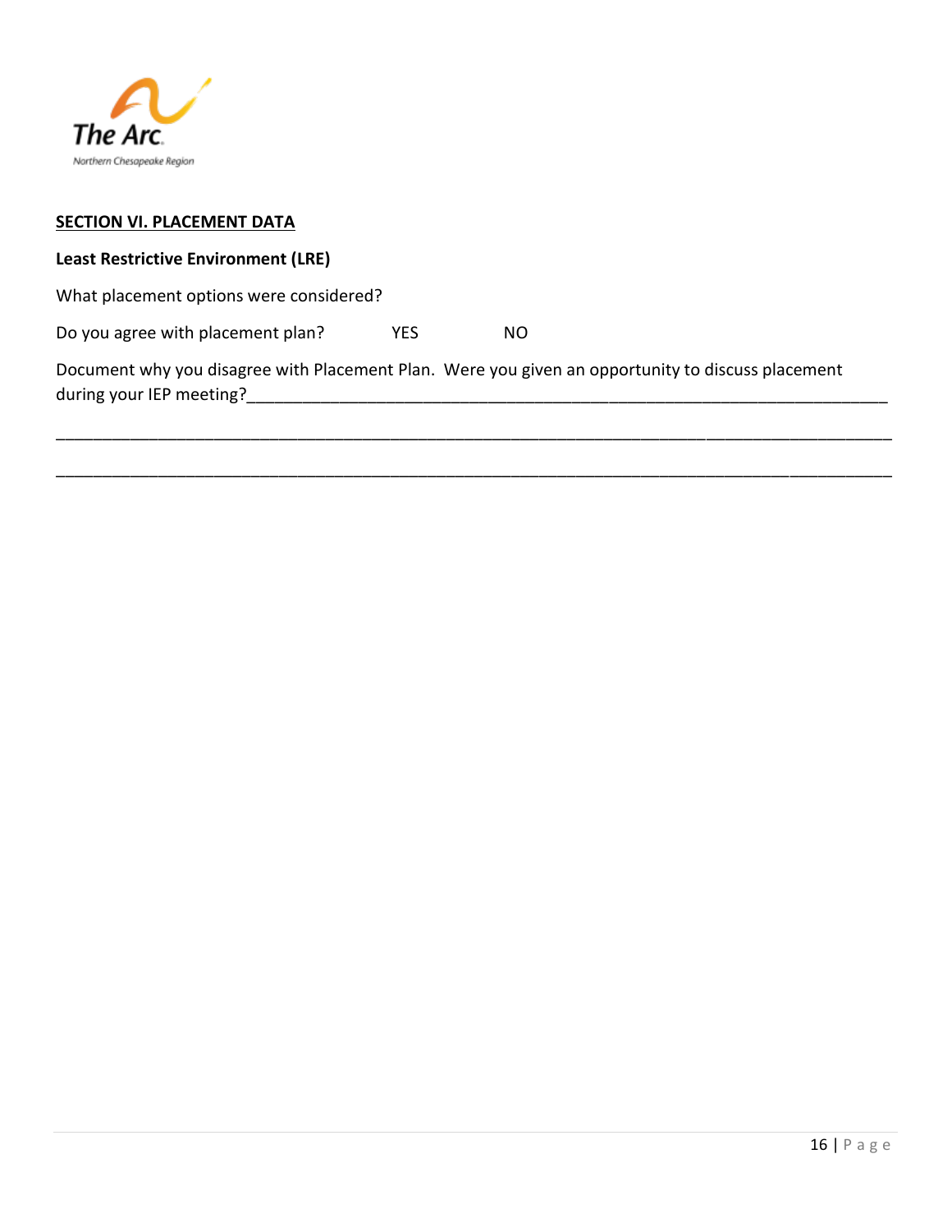**SECTION VI. PLACEMENT DATA**

**Least Restrictive Environment (LRE)**

What placement options were considered?

Do you agree with placement plan? YES NO

Document why you disagree with Placement Plan. Were you given an opportunity to discuss placement during your IEP meeting?_______________________________________________________________________

_____________________________________________________________________________________________

_____________________________________________________________________________________________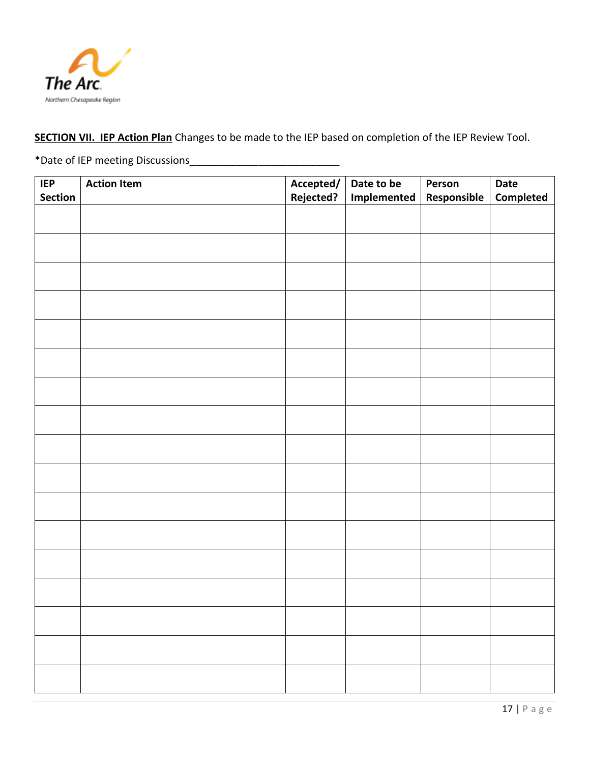**SECTION VII. IEP Action Plan** Changes to be made to the IEP based on completion of the IEP Review Tool.

*Date of IEP meeting Discussions___________________________

| IEP Section | Action Item | Accepted/ Rejected? | Date to be Implemented | Person Responsible | Date Completed |
|---|---|---|---|---|---|
| | | | | | |
| | | | | | |
| | | | | | |
| | | | | | |
| | | | | | |
| | | | | | |
| | | | | | |
| | | | | | |
| | | | | | |
| | | | | | |
| | | | | | |
| | | | | | |
| | | | | | |
| | | | | | |
| | | | | | |
| | | | | | |
| | | | | | |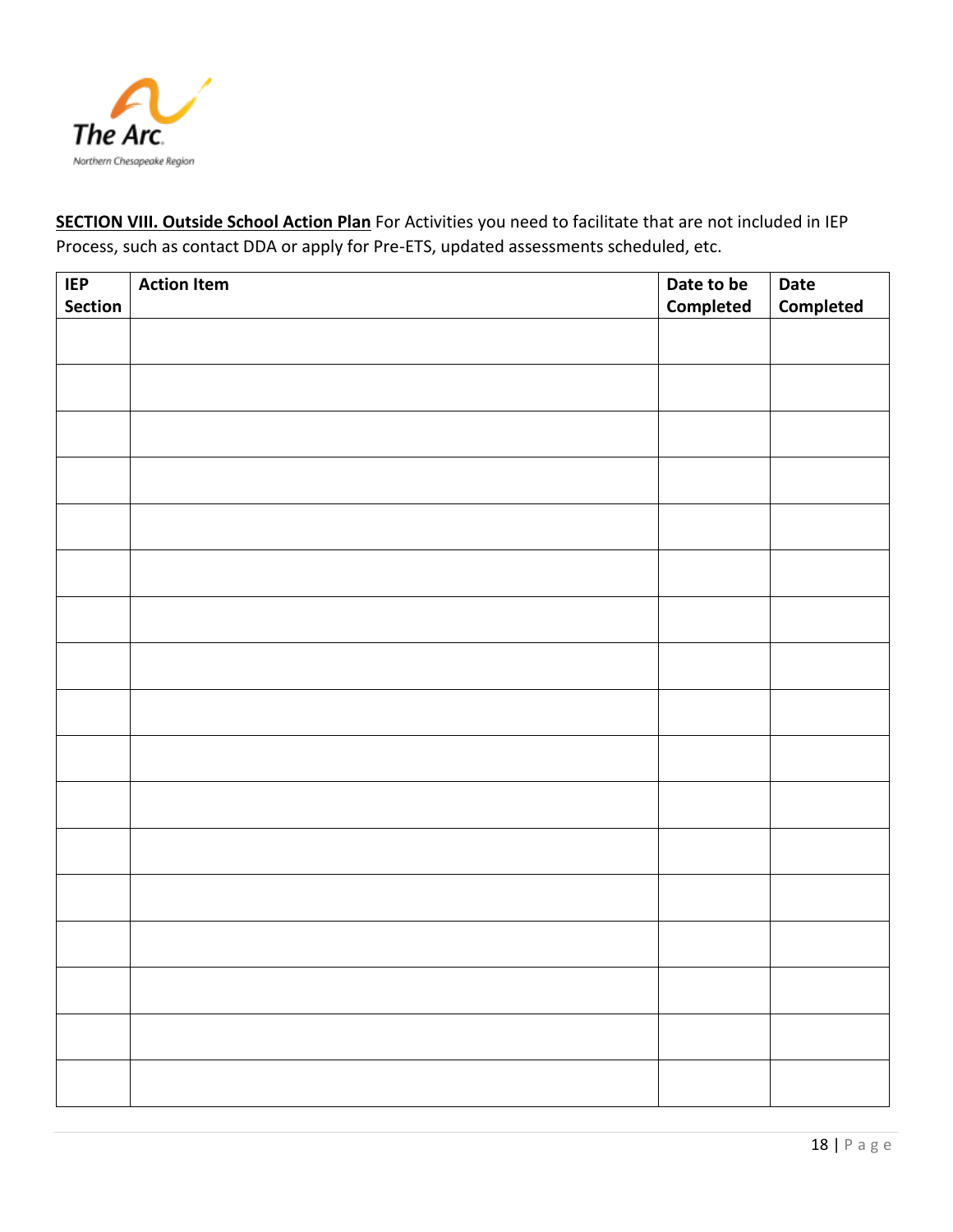**<u>SECTION VIII. Outside School Action Plan</u>** For Activities you need to facilitate that are not included in IEP Process, such as contact DDA or apply for Pre-ETS, updated assessments scheduled, etc.

| IEP Section | Action Item | Date to be Completed | Date Completed |
|---|---|---|---|
| | | | |
| | | | |
| | | | |
| | | | |
| | | | |
| | | | |
| | | | |
| | | | |
| | | | |
| | | | |
| | | | |
| | | | |
| | | | |
| | | | |
| | | | |
| | | | |
| | | | |